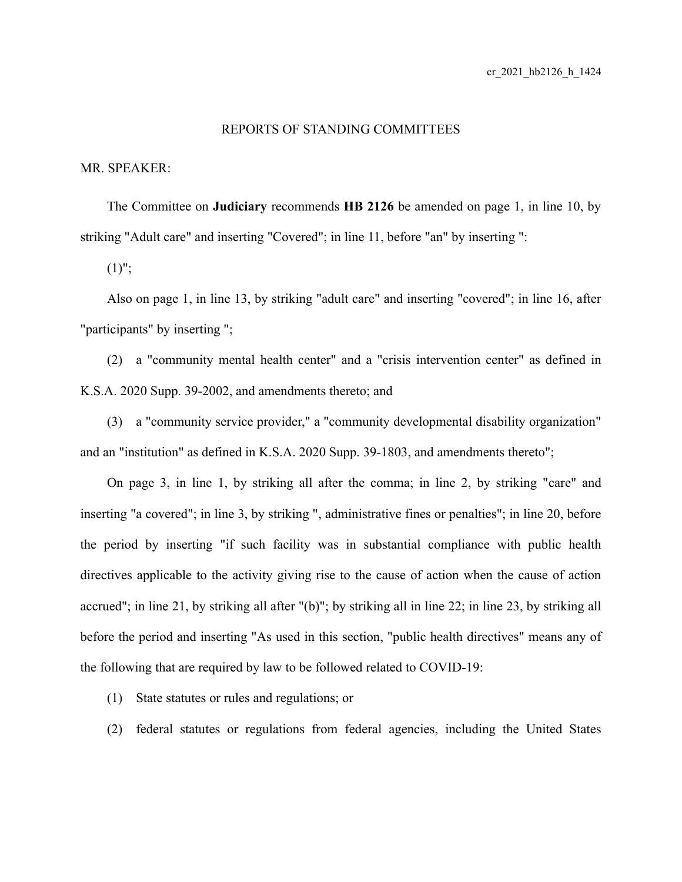REPORTS OF STANDING COMMITTEES

MR. SPEAKER:

The Committee on **Judiciary** recommends **HB 2126** be amended on page 1, in line 10, by striking "Adult care" and inserting "Covered"; in line 11, before "an" by inserting ":

(1)";

Also on page 1, in line 13, by striking "adult care" and inserting "covered"; in line 16, after "participants" by inserting ";

(2) a "community mental health center" and a "crisis intervention center" as defined in K.S.A. 2020 Supp. 39-2002, and amendments thereto; and

(3) a "community service provider," a "community developmental disability organization" and an "institution" as defined in K.S.A. 2020 Supp. 39-1803, and amendments thereto";

On page 3, in line 1, by striking all after the comma; in line 2, by striking "care" and inserting "a covered"; in line 3, by striking ", administrative fines or penalties"; in line 20, before the period by inserting "if such facility was in substantial compliance with public health directives applicable to the activity giving rise to the cause of action when the cause of action accrued"; in line 21, by striking all after "(b)"; by striking all in line 22; in line 23, by striking all before the period and inserting "As used in this section, "public health directives" means any of the following that are required by law to be followed related to COVID-19:

(1) State statutes or rules and regulations; or

(2) federal statutes or regulations from federal agencies, including the United States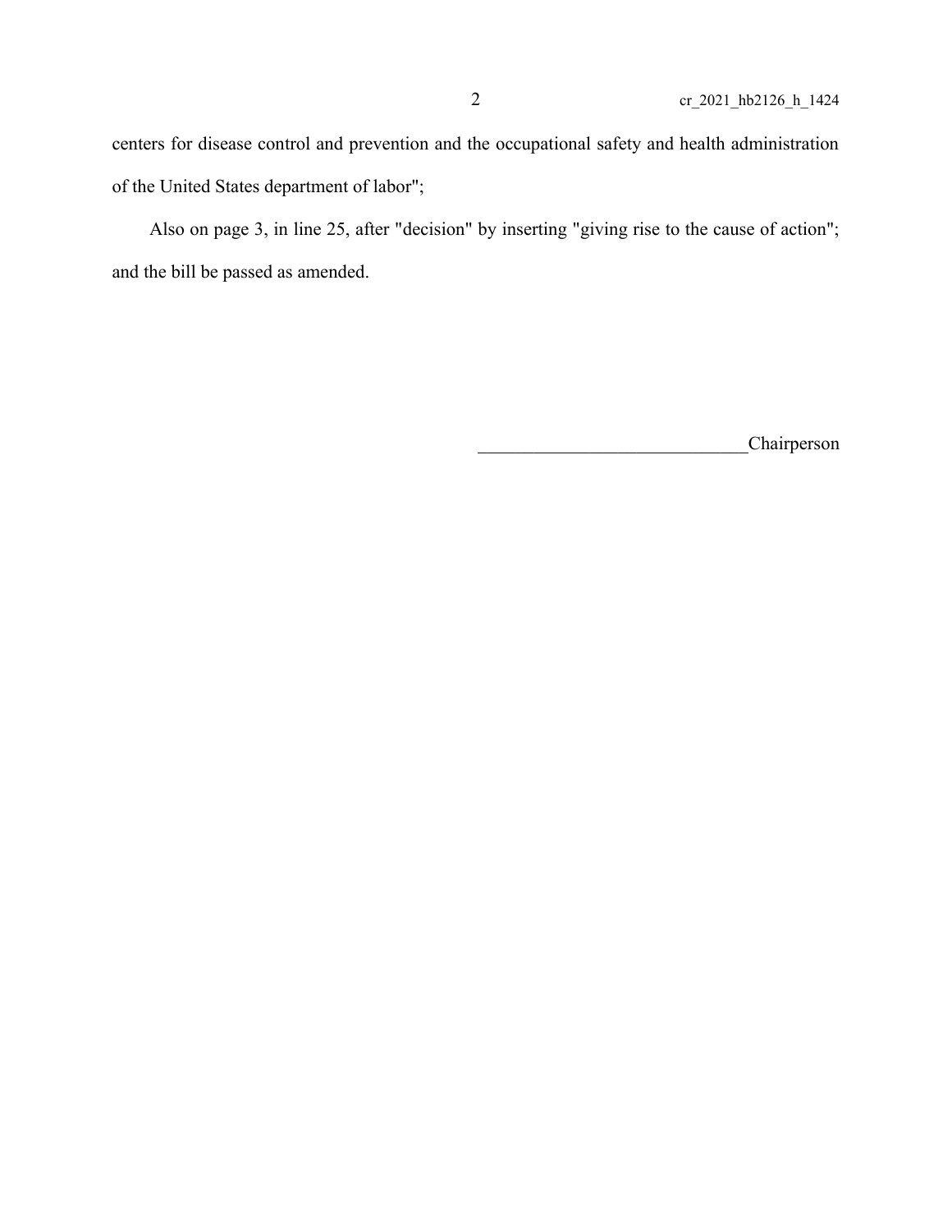centers for disease control and prevention and the occupational safety and health administration of the United States department of labor";

Also on page 3, in line 25, after "decision" by inserting "giving rise to the cause of action"; and the bill be passed as amended.

_____________________________Chairperson